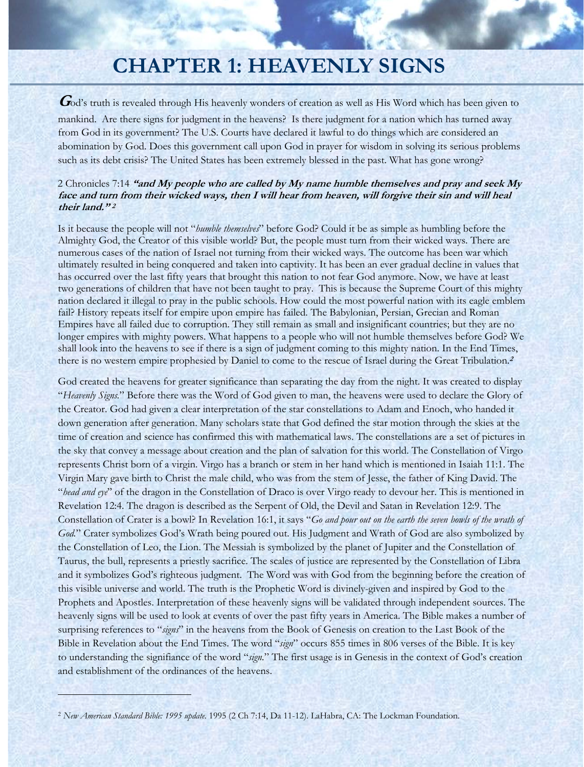# CHAPTER 1: HEAVENLY SIGNS

**G**od's truth is revealed through His heavenly wonders of creation as well as His Word which has been given to mankind. Are there signs for judgment in the heavens? Is there judgment for a nation which has turned away from God in its government? The U.S. Courts have declared it lawful to do things which are considered an abomination by God. Does this government call upon God in prayer for wisdom in solving its serious problems such as its debt crisis? The United States has been extremely blessed in the past. What has gone wrong?

2 Chronicles 7:14 **"and My people who are called by My name humble themselves and pray and seek My face and turn from their wicked ways, then I will hear from heaven, will forgive their sin and will heal their land."**[2]

Is it because the people will not "*humble themselves*" before God? Could it be as simple as humbling before the Almighty God, the Creator of this visible world? But, the people must turn from their wicked ways. There are numerous cases of the nation of Israel not turning from their wicked ways. The outcome has been war which ultimately resulted in being conquered and taken into captivity. It has been an ever gradual decline in values that has occurred over the last fifty years that brought this nation to not fear God anymore. Now, we have at least two generations of children that have not been taught to pray. This is because the Supreme Court of this mighty nation declared it illegal to pray in the public schools. How could the most powerful nation with its eagle emblem fail? History repeats itself for empire upon empire has failed. The Babylonian, Persian, Grecian and Roman Empires have all failed due to corruption. They still remain as small and insignificant countries; but they are no longer empires with mighty powers. What happens to a people who will not humble themselves before God? We shall look into the heavens to see if there is a sign of judgment coming to this mighty nation. In the End Times, there is no western empire prophesied by Daniel to come to the rescue of Israel during the Great Tribulation.[2]

God created the heavens for greater significance than separating the day from the night. It was created to display "*Heavenly Signs*." Before there was the Word of God given to man, the heavens were used to declare the Glory of the Creator. God had given a clear interpretation of the star constellations to Adam and Enoch, who handed it down generation after generation. Many scholars state that God defined the star motion through the skies at the time of creation and science has confirmed this with mathematical laws. The constellations are a set of pictures in the sky that convey a message about creation and the plan of salvation for this world. The Constellation of Virgo represents Christ born of a virgin. Virgo has a branch or stem in her hand which is mentioned in Isaiah 11:1. The Virgin Mary gave birth to Christ the male child, who was from the stem of Jesse, the father of King David. The "*head and eye*" of the dragon in the Constellation of Draco is over Virgo ready to devour her. This is mentioned in Revelation 12:4. The dragon is described as the Serpent of Old, the Devil and Satan in Revelation 12:9. The Constellation of Crater is a bowl? In Revelation 16:1, it says "*Go and pour out on the earth the seven bowls of the wrath of God*." Crater symbolizes God's Wrath being poured out. His Judgment and Wrath of God are also symbolized by the Constellation of Leo, the Lion. The Messiah is symbolized by the planet of Jupiter and the Constellation of Taurus, the bull, represents a priestly sacrifice. The scales of justice are represented by the Constellation of Libra and it symbolizes God's righteous judgment. The Word was with God from the beginning before the creation of this visible universe and world. The truth is the Prophetic Word is divinely-given and inspired by God to the Prophets and Apostles. Interpretation of these heavenly signs will be validated through independent sources. The heavenly signs will be used to look at events of over the past fifty years in America. The Bible makes a number of surprising references to "*signs*" in the heavens from the Book of Genesis on creation to the Last Book of the Bible in Revelation about the End Times. The word "*sign*" occurs 855 times in 806 verses of the Bible. It is key to understanding the signifiance of the word "*sign*." The first usage is in Genesis in the context of God's creation and establishment of the ordinances of the heavens.

---

[2] *New American Standard Bible: 1995 update*. 1995 (2 Ch 7:14, Da 11-12). LaHabra, CA: The Lockman Foundation.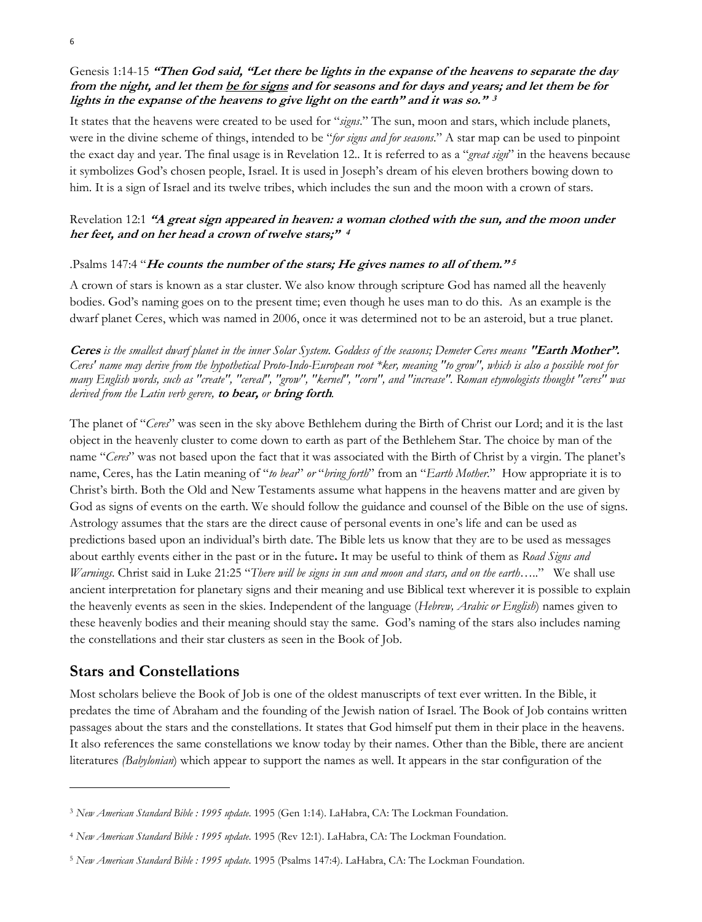Genesis 1:14-15 ***"Then God said, "Let there be lights in the expanse of the heavens to separate the day from the night, and let them <u>be for signs</u> and for seasons and for days and years; and let them be for lights in the expanse of the heavens to give light on the earth" and it was so."*** [3]

It states that the heavens were created to be used for "*signs*." The sun, moon and stars, which include planets, were in the divine scheme of things, intended to be "*for signs and for seasons*." A star map can be used to pinpoint the exact day and year. The final usage is in Revelation 12.. It is referred to as a "*great sign*" in the heavens because it symbolizes God's chosen people, Israel. It is used in Joseph's dream of his eleven brothers bowing down to him. It is a sign of Israel and its twelve tribes, which includes the sun and the moon with a crown of stars.

Revelation 12:1 ***"A great sign appeared in heaven: a woman clothed with the sun, and the moon under her feet, and on her head a crown of twelve stars;"*** [4]

.Psalms 147:4 "***He counts the number of the stars; He gives names to all of them."*** [5]

A crown of stars is known as a star cluster. We also know through scripture God has named all the heavenly bodies. God's naming goes on to the present time; even though he uses man to do this. As an example is the dwarf planet Ceres, which was named in 2006, once it was determined not to be an asteroid, but a true planet.

***Ceres** is the smallest dwarf planet in the inner Solar System. Goddess of the seasons; Demeter Ceres means **"Earth Mother".** Ceres' name may derive from the hypothetical Proto-Indo-European root *ker, meaning "to grow", which is also a possible root for many English words, such as "create", "cereal", "grow", "kernel", "corn", and "increase". Roman etymologists thought "ceres" was derived from the Latin verb gerere, **to bear,** or **bring forth**.*

The planet of "*Ceres*" was seen in the sky above Bethlehem during the Birth of Christ our Lord; and it is the last object in the heavenly cluster to come down to earth as part of the Bethlehem Star. The choice by man of the name "*Ceres*" was not based upon the fact that it was associated with the Birth of Christ by a virgin. The planet's name, Ceres, has the Latin meaning of "*to bear*" *or* "*bring forth*" from an "*Earth Mother*." How appropriate it is to Christ's birth. Both the Old and New Testaments assume what happens in the heavens matter and are given by God as signs of events on the earth. We should follow the guidance and counsel of the Bible on the use of signs. Astrology assumes that the stars are the direct cause of personal events in one's life and can be used as predictions based upon an individual's birth date. The Bible lets us know that they are to be used as messages about earthly events either in the past or in the future**.** It may be useful to think of them as *Road Signs and Warnings*. Christ said in Luke 21:25 "*There will be signs in sun and moon and stars, and on the earth…..*" We shall use ancient interpretation for planetary signs and their meaning and use Biblical text wherever it is possible to explain the heavenly events as seen in the skies. Independent of the language (*Hebrew, Arabic or English*) names given to these heavenly bodies and their meaning should stay the same. God's naming of the stars also includes naming the constellations and their star clusters as seen in the Book of Job.

## Stars and Constellations

Most scholars believe the Book of Job is one of the oldest manuscripts of text ever written. In the Bible, it predates the time of Abraham and the founding of the Jewish nation of Israel. The Book of Job contains written passages about the stars and the constellations. It states that God himself put them in their place in the heavens. It also references the same constellations we know today by their names. Other than the Bible, there are ancient literatures *(Babylonian*) which appear to support the names as well. It appears in the star configuration of the

---

[3] *New American Standard Bible : 1995 update*. 1995 (Gen 1:14). LaHabra, CA: The Lockman Foundation.

[4] *New American Standard Bible : 1995 update*. 1995 (Rev 12:1). LaHabra, CA: The Lockman Foundation.

[5] *New American Standard Bible : 1995 update*. 1995 (Psalms 147:4). LaHabra, CA: The Lockman Foundation.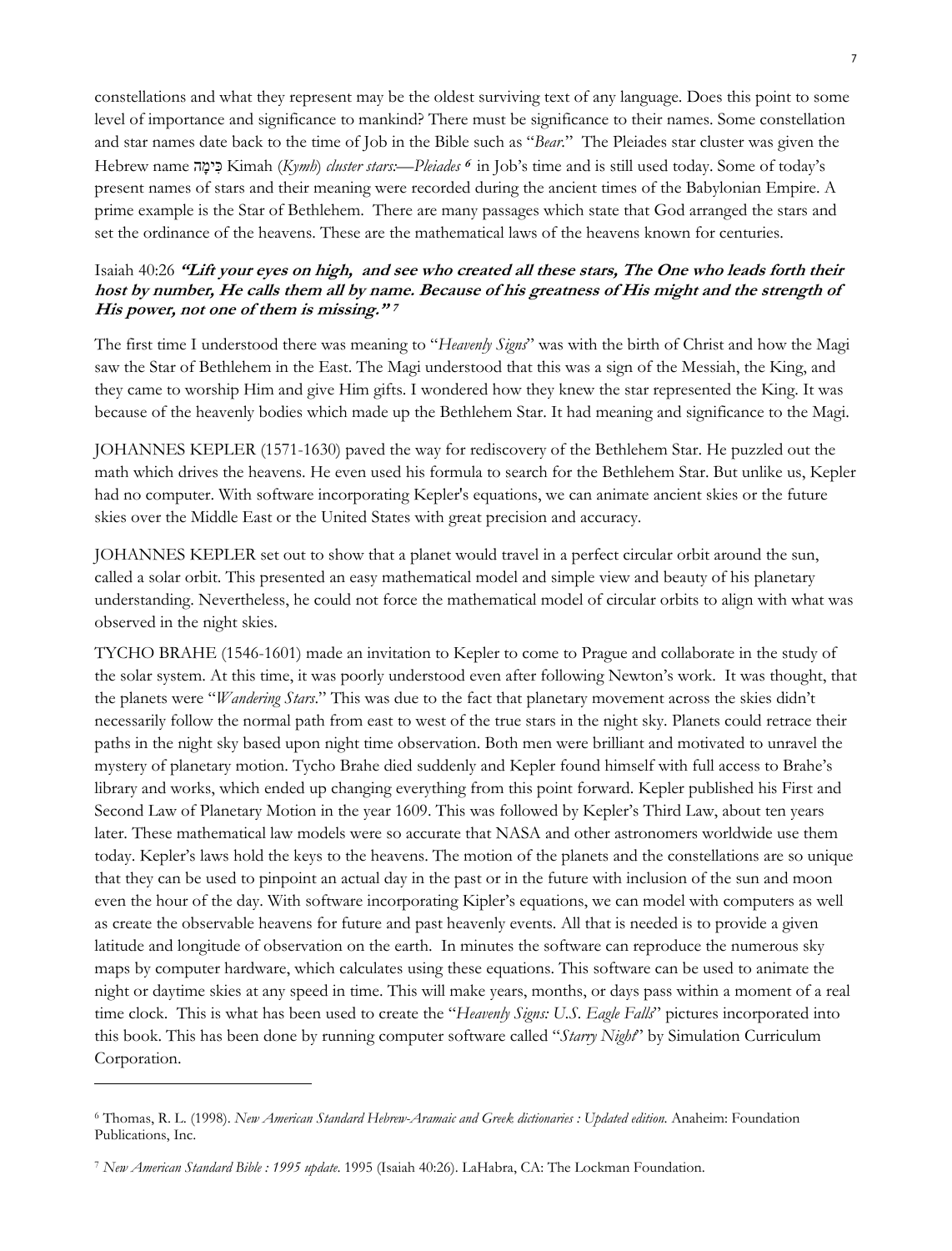constellations and what they represent may be the oldest surviving text of any language. Does this point to some level of importance and significance to mankind? There must be significance to their names. Some constellation and star names date back to the time of Job in the Bible such as "*Bear*." The Pleiades star cluster was given the Hebrew name כִּימָה Kimah (*Kymh*) *cluster stars:—Pleiades* [6] in Job's time and is still used today. Some of today's present names of stars and their meaning were recorded during the ancient times of the Babylonian Empire. A prime example is the Star of Bethlehem. There are many passages which state that God arranged the stars and set the ordinance of the heavens. These are the mathematical laws of the heavens known for centuries.

Isaiah 40:26 ***"Lift your eyes on high, and see who created all these stars, The One who leads forth their host by number, He calls them all by name. Because of his greatness of His might and the strength of His power, not one of them is missing."*** [7]

The first time I understood there was meaning to "*Heavenly Signs*" was with the birth of Christ and how the Magi saw the Star of Bethlehem in the East. The Magi understood that this was a sign of the Messiah, the King, and they came to worship Him and give Him gifts. I wondered how they knew the star represented the King. It was because of the heavenly bodies which made up the Bethlehem Star. It had meaning and significance to the Magi.

JOHANNES KEPLER (1571-1630) paved the way for rediscovery of the Bethlehem Star. He puzzled out the math which drives the heavens. He even used his formula to search for the Bethlehem Star. But unlike us, Kepler had no computer. With software incorporating Kepler's equations, we can animate ancient skies or the future skies over the Middle East or the United States with great precision and accuracy.

JOHANNES KEPLER set out to show that a planet would travel in a perfect circular orbit around the sun, called a solar orbit. This presented an easy mathematical model and simple view and beauty of his planetary understanding. Nevertheless, he could not force the mathematical model of circular orbits to align with what was observed in the night skies.

TYCHO BRAHE (1546-1601) made an invitation to Kepler to come to Prague and collaborate in the study of the solar system. At this time, it was poorly understood even after following Newton's work. It was thought, that the planets were "*Wandering Stars*." This was due to the fact that planetary movement across the skies didn't necessarily follow the normal path from east to west of the true stars in the night sky. Planets could retrace their paths in the night sky based upon night time observation. Both men were brilliant and motivated to unravel the mystery of planetary motion. Tycho Brahe died suddenly and Kepler found himself with full access to Brahe's library and works, which ended up changing everything from this point forward. Kepler published his First and Second Law of Planetary Motion in the year 1609. This was followed by Kepler's Third Law, about ten years later. These mathematical law models were so accurate that NASA and other astronomers worldwide use them today. Kepler's laws hold the keys to the heavens. The motion of the planets and the constellations are so unique that they can be used to pinpoint an actual day in the past or in the future with inclusion of the sun and moon even the hour of the day. With software incorporating Kipler's equations, we can model with computers as well as create the observable heavens for future and past heavenly events. All that is needed is to provide a given latitude and longitude of observation on the earth. In minutes the software can reproduce the numerous sky maps by computer hardware, which calculates using these equations. This software can be used to animate the night or daytime skies at any speed in time. This will make years, months, or days pass within a moment of a real time clock. This is what has been used to create the "*Heavenly Signs: U.S. Eagle Falls*" pictures incorporated into this book. This has been done by running computer software called "*Starry Night*" by Simulation Curriculum Corporation.

---

[6] Thomas, R. L. (1998). *New American Standard Hebrew-Aramaic and Greek dictionaries : Updated edition.* Anaheim: Foundation Publications, Inc.

[7] *New American Standard Bible : 1995 update*. 1995 (Isaiah 40:26). LaHabra, CA: The Lockman Foundation.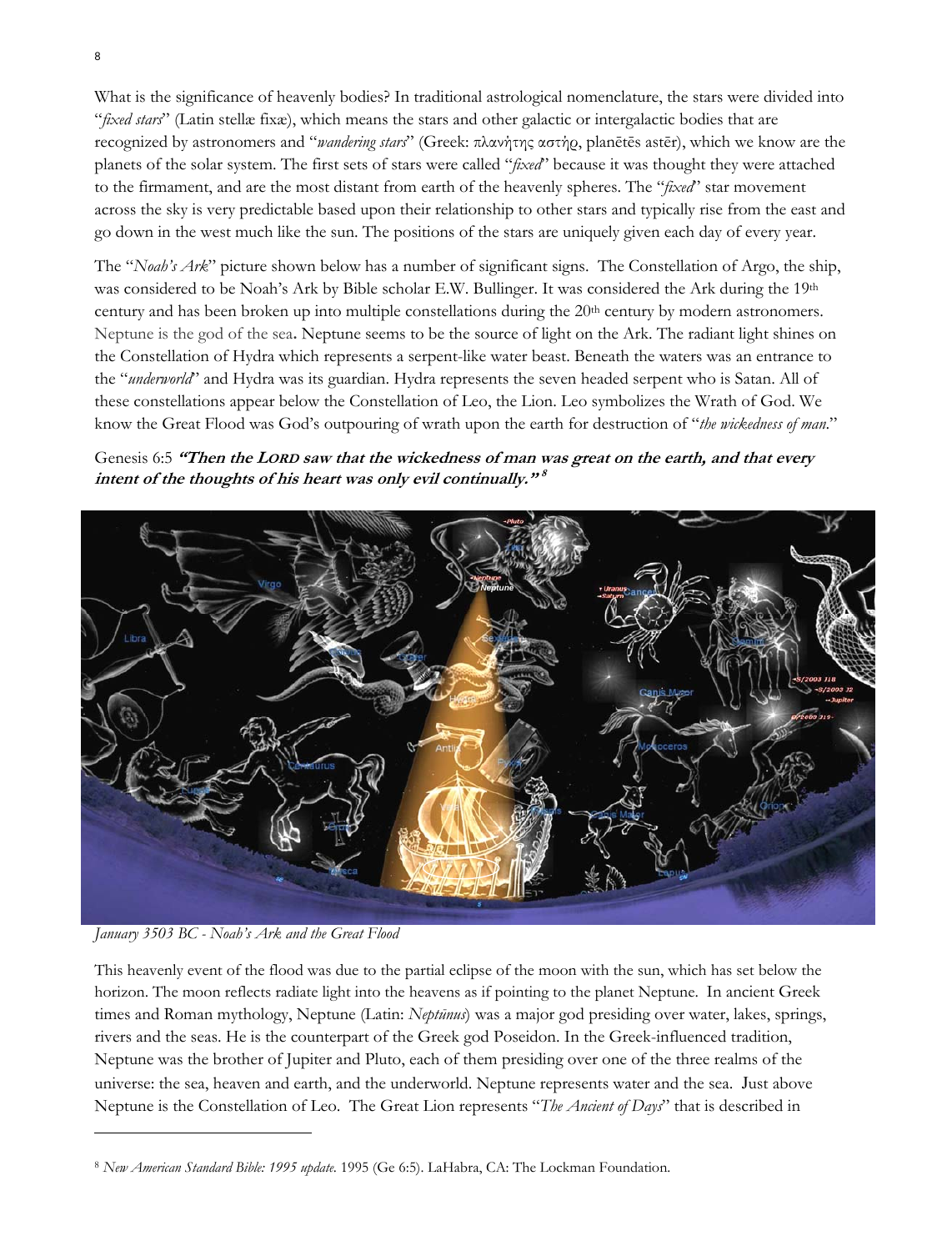What is the significance of heavenly bodies? In traditional astrological nomenclature, the stars were divided into "*fixed stars*" (Latin stellæ fixæ), which means the stars and other galactic or intergalactic bodies that are recognized by astronomers and "*wandering stars*" (Greek: πλανήτης αστήρ, planētēs astēr), which we know are the planets of the solar system. The first sets of stars were called "*fixed*" because it was thought they were attached to the firmament, and are the most distant from earth of the heavenly spheres. The "*fixed*" star movement across the sky is very predictable based upon their relationship to other stars and typically rise from the east and go down in the west much like the sun. The positions of the stars are uniquely given each day of every year.

The "*Noah's Ark*" picture shown below has a number of significant signs. The Constellation of Argo, the ship, was considered to be Noah's Ark by Bible scholar E.W. Bullinger. It was considered the Ark during the 19th century and has been broken up into multiple constellations during the 20th century by modern astronomers. Neptune is the god of the sea. Neptune seems to be the source of light on the Ark. The radiant light shines on the Constellation of Hydra which represents a serpent-like water beast. Beneath the waters was an entrance to the "*underworld*" and Hydra was its guardian. Hydra represents the seven headed serpent who is Satan. All of these constellations appear below the Constellation of Leo, the Lion. Leo symbolizes the Wrath of God. We know the Great Flood was God's outpouring of wrath upon the earth for destruction of "*the wickedness of man*."

Genesis 6:5 ***"Then the LORD saw that the wickedness of man was great on the earth, and that every intent of the thoughts of his heart was only evil continually."*** [8]

*January 3503 BC - Noah's Ark and the Great Flood*

This heavenly event of the flood was due to the partial eclipse of the moon with the sun, which has set below the horizon. The moon reflects radiate light into the heavens as if pointing to the planet Neptune. In ancient Greek times and Roman mythology, Neptune (Latin: *Neptūnus*) was a major god presiding over water, lakes, springs, rivers and the seas. He is the counterpart of the Greek god Poseidon. In the Greek-influenced tradition, Neptune was the brother of Jupiter and Pluto, each of them presiding over one of the three realms of the universe: the sea, heaven and earth, and the underworld. Neptune represents water and the sea. Just above Neptune is the Constellation of Leo. The Great Lion represents "*The Ancient of Days*" that is described in

---

[8] *New American Standard Bible: 1995 update*. 1995 (Ge 6:5). LaHabra, CA: The Lockman Foundation.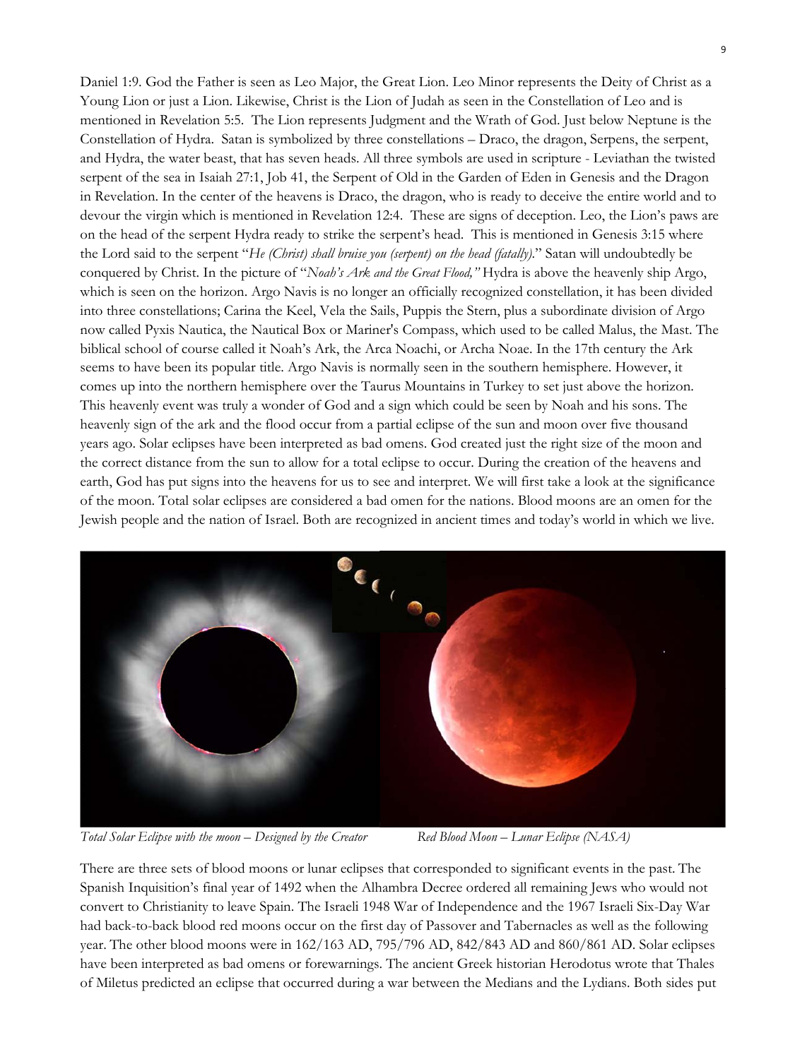Daniel 1:9. God the Father is seen as Leo Major, the Great Lion. Leo Minor represents the Deity of Christ as a Young Lion or just a Lion. Likewise, Christ is the Lion of Judah as seen in the Constellation of Leo and is mentioned in Revelation 5:5. The Lion represents Judgment and the Wrath of God. Just below Neptune is the Constellation of Hydra. Satan is symbolized by three constellations – Draco, the dragon, Serpens, the serpent, and Hydra, the water beast, that has seven heads. All three symbols are used in scripture - Leviathan the twisted serpent of the sea in Isaiah 27:1, Job 41, the Serpent of Old in the Garden of Eden in Genesis and the Dragon in Revelation. In the center of the heavens is Draco, the dragon, who is ready to deceive the entire world and to devour the virgin which is mentioned in Revelation 12:4. These are signs of deception. Leo, the Lion's paws are on the head of the serpent Hydra ready to strike the serpent's head. This is mentioned in Genesis 3:15 where the Lord said to the serpent "*He (Christ) shall bruise you (serpent) on the head (fatally).*" Satan will undoubtedly be conquered by Christ. In the picture of "*Noah's Ark and the Great Flood,"* Hydra is above the heavenly ship Argo, which is seen on the horizon. Argo Navis is no longer an officially recognized constellation, it has been divided into three constellations; Carina the Keel, Vela the Sails, Puppis the Stern, plus a subordinate division of Argo now called Pyxis Nautica, the Nautical Box or Mariner's Compass, which used to be called Malus, the Mast. The biblical school of course called it Noah's Ark, the Arca Noachi, or Archa Noae. In the 17th century the Ark seems to have been its popular title. Argo Navis is normally seen in the southern hemisphere. However, it comes up into the northern hemisphere over the Taurus Mountains in Turkey to set just above the horizon. This heavenly event was truly a wonder of God and a sign which could be seen by Noah and his sons. The heavenly sign of the ark and the flood occur from a partial eclipse of the sun and moon over five thousand years ago. Solar eclipses have been interpreted as bad omens. God created just the right size of the moon and the correct distance from the sun to allow for a total eclipse to occur. During the creation of the heavens and earth, God has put signs into the heavens for us to see and interpret. We will first take a look at the significance of the moon. Total solar eclipses are considered a bad omen for the nations. Blood moons are an omen for the Jewish people and the nation of Israel. Both are recognized in ancient times and today's world in which we live.

*Total Solar Eclipse with the moon – Designed by the Creator* *Red Blood Moon – Lunar Eclipse (NASA)*

There are three sets of blood moons or lunar eclipses that corresponded to significant events in the past. The Spanish Inquisition's final year of 1492 when the Alhambra Decree ordered all remaining Jews who would not convert to Christianity to leave Spain. The Israeli 1948 War of Independence and the 1967 Israeli Six-Day War had back-to-back blood red moons occur on the first day of Passover and Tabernacles as well as the following year. The other blood moons were in 162/163 AD, 795/796 AD, 842/843 AD and 860/861 AD. Solar eclipses have been interpreted as bad omens or forewarnings. The ancient Greek historian Herodotus wrote that Thales of Miletus predicted an eclipse that occurred during a war between the Medians and the Lydians. Both sides put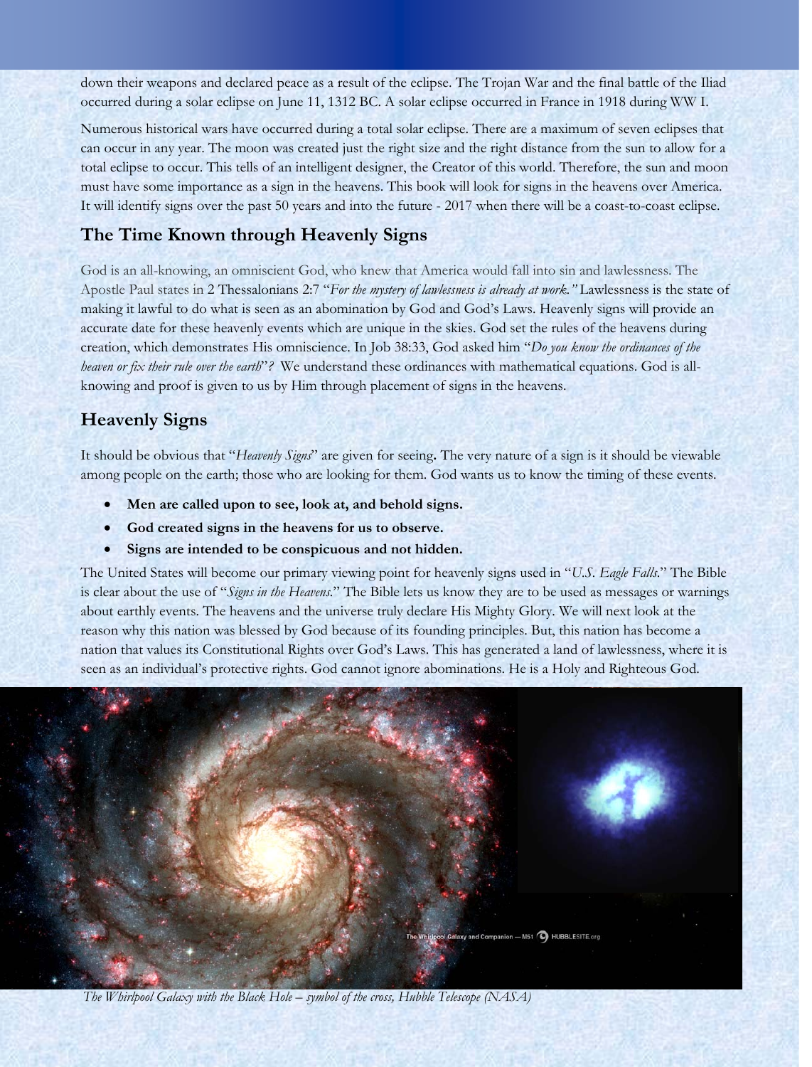down their weapons and declared peace as a result of the eclipse. The Trojan War and the final battle of the Iliad occurred during a solar eclipse on June 11, 1312 BC. A solar eclipse occurred in France in 1918 during WW I.

Numerous historical wars have occurred during a total solar eclipse. There are a maximum of seven eclipses that can occur in any year. The moon was created just the right size and the right distance from the sun to allow for a total eclipse to occur. This tells of an intelligent designer, the Creator of this world. Therefore, the sun and moon must have some importance as a sign in the heavens. This book will look for signs in the heavens over America. It will identify signs over the past 50 years and into the future - 2017 when there will be a coast-to-coast eclipse.

## The Time Known through Heavenly Signs

God is an all-knowing, an omniscient God, who knew that America would fall into sin and lawlessness. The Apostle Paul states in 2 Thessalonians 2:7 "*For the mystery of lawlessness is already at work."* Lawlessness is the state of making it lawful to do what is seen as an abomination by God and God's Laws. Heavenly signs will provide an accurate date for these heavenly events which are unique in the skies. God set the rules of the heavens during creation, which demonstrates His omniscience. In Job 38:33, God asked him "*Do you know the ordinances of the heaven or fix their rule over the earth*"*?* We understand these ordinances with mathematical equations. God is all-knowing and proof is given to us by Him through placement of signs in the heavens.

## Heavenly Signs

It should be obvious that "*Heavenly Signs*" are given for seeing**.** The very nature of a sign is it should be viewable among people on the earth; those who are looking for them. God wants us to know the timing of these events.

- **Men are called upon to see, look at, and behold signs.**
- **God created signs in the heavens for us to observe.**
- **Signs are intended to be conspicuous and not hidden.**

The United States will become our primary viewing point for heavenly signs used in "*U.S. Eagle Falls.*" The Bible is clear about the use of "*Signs in the Heavens.*" The Bible lets us know they are to be used as messages or warnings about earthly events. The heavens and the universe truly declare His Mighty Glory. We will next look at the reason why this nation was blessed by God because of its founding principles. But, this nation has become a nation that values its Constitutional Rights over God's Laws. This has generated a land of lawlessness, where it is seen as an individual's protective rights. God cannot ignore abominations. He is a Holy and Righteous God.

The Whirlpool Galaxy and Companion — M51 HUBBLESITE.org

*The Whirlpool Galaxy with the Black Hole – symbol of the cross, Hubble Telescope (NASA)*